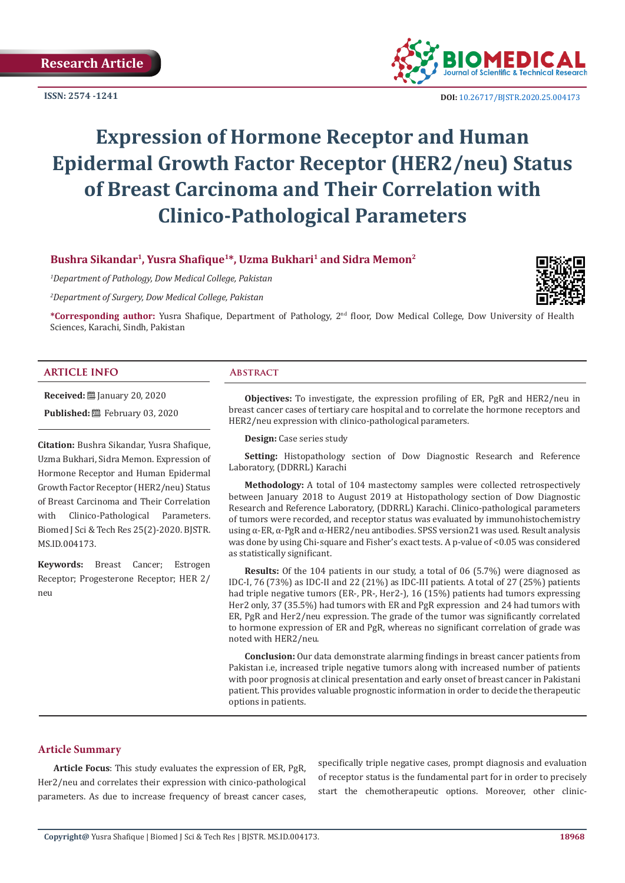Research Article

ISSN: 2574 -1241

DOI: 10.26717/BJSTR.2020.25.004173

# Expression of Hormone Receptor and Human Epidermal Growth Factor Receptor (HER2/neu) Status of Breast Carcinoma and Their Correlation with Clinico-Pathological Parameters

**Bushra Sikandar[1], Yusra Shafique[1]\*, Uzma Bukhari[1] and Sidra Memon[2]**

[1]*Department of Pathology, Dow Medical College, Pakistan*

[2]*Department of Surgery, Dow Medical College, Pakistan*

**\*Corresponding author:** Yusra Shafique, Department of Pathology, 2nd floor, Dow Medical College, Dow University of Health Sciences, Karachi, Sindh, Pakistan

## ARTICLE INFO

**Received:** January 20, 2020

**Published:** February 03, 2020

**Citation:** Bushra Sikandar, Yusra Shafique, Uzma Bukhari, Sidra Memon. Expression of Hormone Receptor and Human Epidermal Growth Factor Receptor (HER2/neu) Status of Breast Carcinoma and Their Correlation with Clinico-Pathological Parameters. Biomed J Sci & Tech Res 25(2)-2020. BJSTR. MS.ID.004173.

**Keywords:** Breast Cancer; Estrogen Receptor; Progesterone Receptor; HER 2/neu

## Abstract

**Objectives:** To investigate, the expression profiling of ER, PgR and HER2/neu in breast cancer cases of tertiary care hospital and to correlate the hormone receptors and HER2/neu expression with clinico-pathological parameters.

**Design:** Case series study

**Setting:** Histopathology section of Dow Diagnostic Research and Reference Laboratory, (DDRRL) Karachi

**Methodology:** A total of 104 mastectomy samples were collected retrospectively between January 2018 to August 2019 at Histopathology section of Dow Diagnostic Research and Reference Laboratory, (DDRRL) Karachi. Clinico-pathological parameters of tumors were recorded, and receptor status was evaluated by immunohistochemistry using α-ER, α-PgR and α-HER2/neu antibodies. SPSS version21 was used. Result analysis was done by using Chi-square and Fisher's exact tests. A p-value of <0.05 was considered as statistically significant.

**Results:** Of the 104 patients in our study, a total of 06 (5.7%) were diagnosed as IDC-I, 76 (73%) as IDC-II and 22 (21%) as IDC-III patients. A total of 27 (25%) patients had triple negative tumors (ER-, PR-, Her2-), 16 (15%) patients had tumors expressing Her2 only, 37 (35.5%) had tumors with ER and PgR expression and 24 had tumors with ER, PgR and Her2/neu expression. The grade of the tumor was significantly correlated to hormone expression of ER and PgR, whereas no significant correlation of grade was noted with HER2/neu.

**Conclusion:** Our data demonstrate alarming findings in breast cancer patients from Pakistan i.e, increased triple negative tumors along with increased number of patients with poor prognosis at clinical presentation and early onset of breast cancer in Pakistani patient. This provides valuable prognostic information in order to decide the therapeutic options in patients.

## Article Summary

**Article Focus**: This study evaluates the expression of ER, PgR, Her2/neu and correlates their expression with cinico-pathological parameters. As due to increase frequency of breast cancer cases, specifically triple negative cases, prompt diagnosis and evaluation of receptor status is the fundamental part for in order to precisely start the chemotherapeutic options. Moreover, other clinic-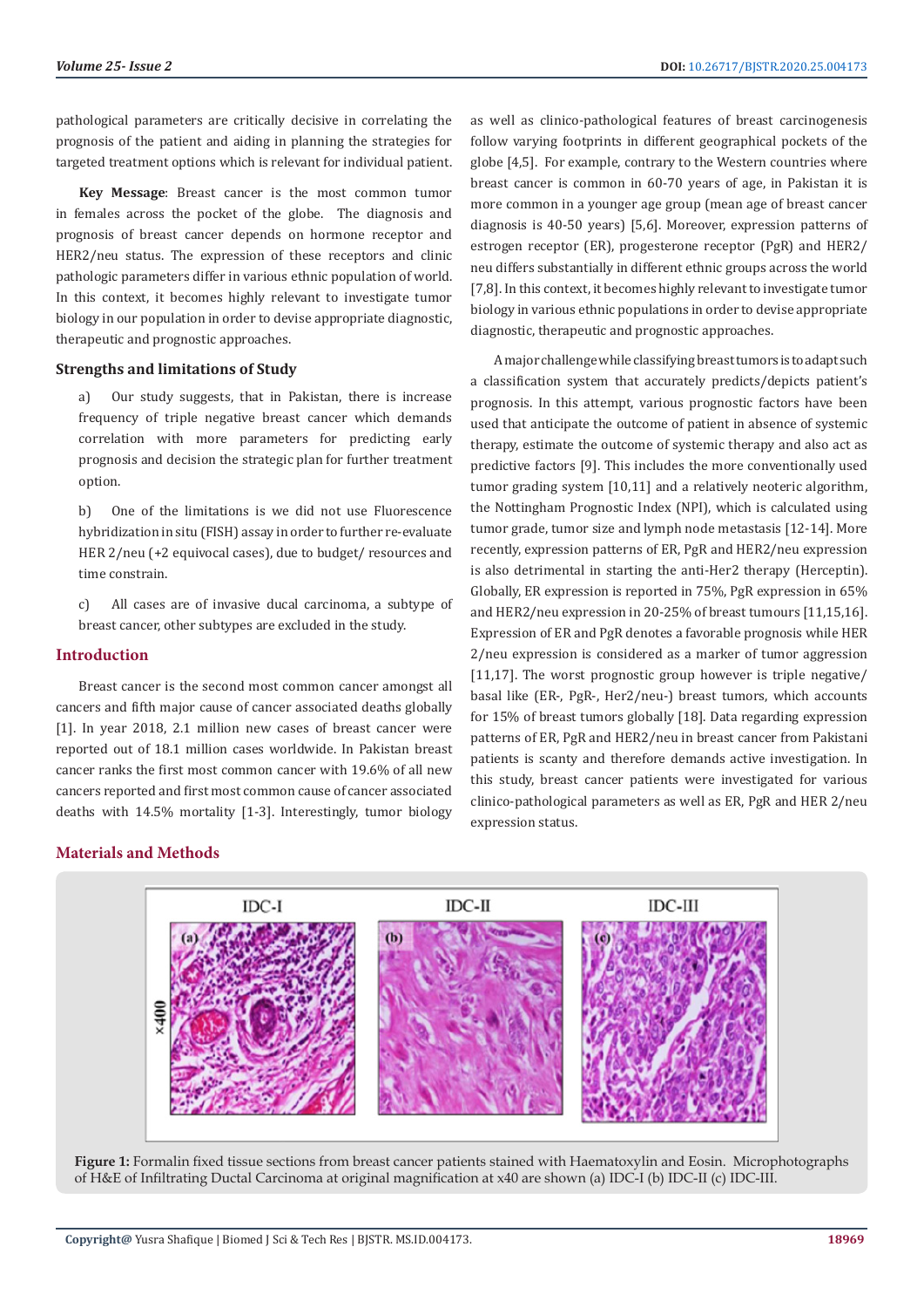pathological parameters are critically decisive in correlating the prognosis of the patient and aiding in planning the strategies for targeted treatment options which is relevant for individual patient.

**Key Message**: Breast cancer is the most common tumor in females across the pocket of the globe. The diagnosis and prognosis of breast cancer depends on hormone receptor and HER2/neu status. The expression of these receptors and clinic pathologic parameters differ in various ethnic population of world. In this context, it becomes highly relevant to investigate tumor biology in our population in order to devise appropriate diagnostic, therapeutic and prognostic approaches.

### Strengths and limitations of Study

a) Our study suggests, that in Pakistan, there is increase frequency of triple negative breast cancer which demands correlation with more parameters for predicting early prognosis and decision the strategic plan for further treatment option.

b) One of the limitations is we did not use Fluorescence hybridization in situ (FISH) assay in order to further re-evaluate HER 2/neu (+2 equivocal cases), due to budget/ resources and time constrain.

c) All cases are of invasive ducal carcinoma, a subtype of breast cancer, other subtypes are excluded in the study.

## Introduction

Breast cancer is the second most common cancer amongst all cancers and fifth major cause of cancer associated deaths globally [1]. In year 2018, 2.1 million new cases of breast cancer were reported out of 18.1 million cases worldwide. In Pakistan breast cancer ranks the first most common cancer with 19.6% of all new cancers reported and first most common cause of cancer associated deaths with 14.5% mortality [1-3]. Interestingly, tumor biology as well as clinico-pathological features of breast carcinogenesis follow varying footprints in different geographical pockets of the globe [4,5]. For example, contrary to the Western countries where breast cancer is common in 60-70 years of age, in Pakistan it is more common in a younger age group (mean age of breast cancer diagnosis is 40-50 years) [5,6]. Moreover, expression patterns of estrogen receptor (ER), progesterone receptor (PgR) and HER2/neu differs substantially in different ethnic groups across the world [7,8]. In this context, it becomes highly relevant to investigate tumor biology in various ethnic populations in order to devise appropriate diagnostic, therapeutic and prognostic approaches.

A major challenge while classifying breast tumors is to adapt such a classification system that accurately predicts/depicts patient's prognosis. In this attempt, various prognostic factors have been used that anticipate the outcome of patient in absence of systemic therapy, estimate the outcome of systemic therapy and also act as predictive factors [9]. This includes the more conventionally used tumor grading system [10,11] and a relatively neoteric algorithm, the Nottingham Prognostic Index (NPI), which is calculated using tumor grade, tumor size and lymph node metastasis [12-14]. More recently, expression patterns of ER, PgR and HER2/neu expression is also detrimental in starting the anti-Her2 therapy (Herceptin). Globally, ER expression is reported in 75%, PgR expression in 65% and HER2/neu expression in 20-25% of breast tumours [11,15,16]. Expression of ER and PgR denotes a favorable prognosis while HER 2/neu expression is considered as a marker of tumor aggression [11,17]. The worst prognostic group however is triple negative/ basal like (ER-, PgR-, Her2/neu-) breast tumors, which accounts for 15% of breast tumors globally [18]. Data regarding expression patterns of ER, PgR and HER2/neu in breast cancer from Pakistani patients is scanty and therefore demands active investigation. In this study, breast cancer patients were investigated for various clinico-pathological parameters as well as ER, PgR and HER 2/neu expression status.

## Materials and Methods

**Figure 1:** Formalin fixed tissue sections from breast cancer patients stained with Haematoxylin and Eosin. Microphotographs of H&E of Infiltrating Ductal Carcinoma at original magnification at x40 are shown (a) IDC-I (b) IDC-II (c) IDC-III.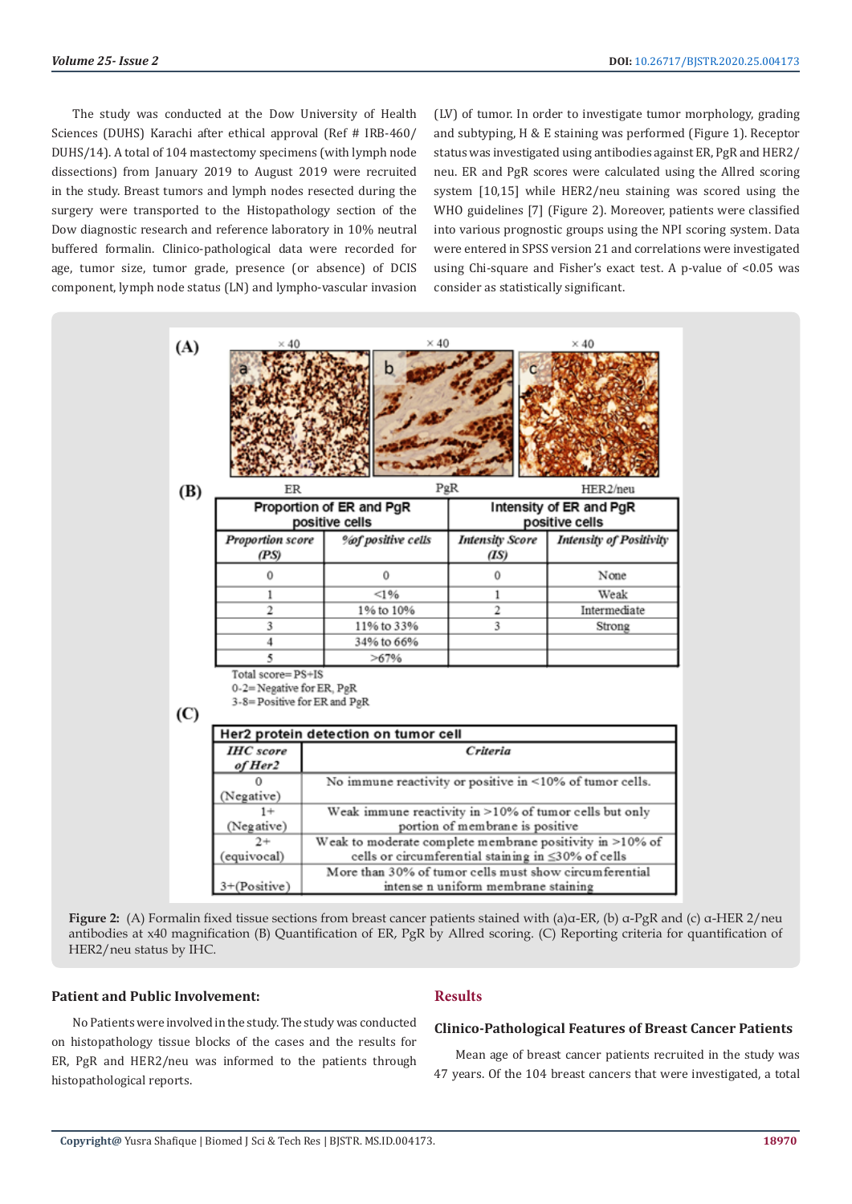The study was conducted at the Dow University of Health Sciences (DUHS) Karachi after ethical approval (Ref # IRB-460/DUHS/14). A total of 104 mastectomy specimens (with lymph node dissections) from January 2019 to August 2019 were recruited in the study. Breast tumors and lymph nodes resected during the surgery were transported to the Histopathology section of the Dow diagnostic research and reference laboratory in 10% neutral buffered formalin. Clinico-pathological data were recorded for age, tumor size, tumor grade, presence (or absence) of DCIS component, lymph node status (LN) and lympho-vascular invasion (LV) of tumor. In order to investigate tumor morphology, grading and subtyping, H & E staining was performed (Figure 1). Receptor status was investigated using antibodies against ER, PgR and HER2/neu. ER and PgR scores were calculated using the Allred scoring system [10,15] while HER2/neu staining was scored using the WHO guidelines [7] (Figure 2). Moreover, patients were classified into various prognostic groups using the NPI scoring system. Data were entered in SPSS version 21 and correlations were investigated using Chi-square and Fisher's exact test. A p-value of <0.05 was consider as statistically significant.

(A)

× 40 × 40 × 40

ER PgR HER2/neu

(B)

| Proportion of ER and PgR positive cells | | Intensity of ER and PgR positive cells | |
|---|---|---|---|
| *Proportion score (PS)* | *%of positive cells* | *Intensity Score (IS)* | *Intensity of Positivity* |
| 0 | 0 | 0 | None |
| 1 | <1% | 1 | Weak |
| 2 | 1% to 10% | 2 | Intermediate |
| 3 | 11% to 33% | 3 | Strong |
| 4 | 34% to 66% | | |
| 5 | >67% | | |

Total score= PS+IS
0-2= Negative for ER, PgR
3-8= Positive for ER and PgR

(C)

| Her2 protein detection on tumor cell | |
|---|---|
| *IHC score of Her2* | *Criteria* |
| 0 (Negative) | No immune reactivity or positive in <10% of tumor cells. |
| 1+ (Negative) | Weak immune reactivity in >10% of tumor cells but only portion of membrane is positive |
| 2+ (equivocal) | Weak to moderate complete membrane positivity in >10% of cells or circumferential staining in ≤30% of cells |
| 3+(Positive) | More than 30% of tumor cells must show circumferential intense n uniform membrane staining |

**Figure 2:** (A) Formalin fixed tissue sections from breast cancer patients stained with (a)α-ER, (b) α-PgR and (c) α-HER 2/neu antibodies at x40 magnification (B) Quantification of ER, PgR by Allred scoring. (C) Reporting criteria for quantification of HER2/neu status by IHC.

### Patient and Public Involvement:

No Patients were involved in the study. The study was conducted on histopathology tissue blocks of the cases and the results for ER, PgR and HER2/neu was informed to the patients through histopathological reports.

## Results

### Clinico-Pathological Features of Breast Cancer Patients

Mean age of breast cancer patients recruited in the study was 47 years. Of the 104 breast cancers that were investigated, a total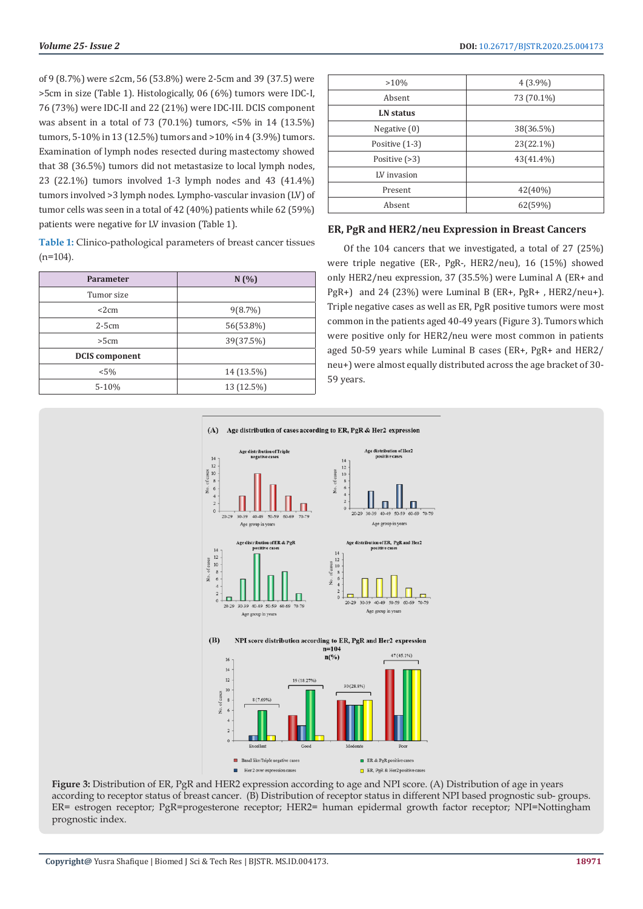of 9 (8.7%) were ≤2cm, 56 (53.8%) were 2-5cm and 39 (37.5) were >5cm in size (Table 1). Histologically, 06 (6%) tumors were IDC-I, 76 (73%) were IDC-II and 22 (21%) were IDC-III. DCIS component was absent in a total of 73 (70.1%) tumors, <5% in 14 (13.5%) tumors, 5-10% in 13 (12.5%) tumors and >10% in 4 (3.9%) tumors. Examination of lymph nodes resected during mastectomy showed that 38 (36.5%) tumors did not metastasize to local lymph nodes, 23 (22.1%) tumors involved 1-3 lymph nodes and 43 (41.4%) tumors involved >3 lymph nodes. Lympho-vascular invasion (LV) of tumor cells was seen in a total of 42 (40%) patients while 62 (59%) patients were negative for LV invasion (Table 1).

**Table 1:** Clinico-pathological parameters of breast cancer tissues (n=104).

| Parameter | N (%) |
|---|---|
| Tumor size | |
| <2cm | 9(8.7%) |
| 2-5cm | 56(53.8%) |
| >5cm | 39(37.5%) |
| **DCIS component** | |
| <5% | 14 (13.5%) |
| 5-10% | 13 (12.5%) |
| >10% | 4 (3.9%) |
| Absent | 73 (70.1%) |
| **LN status** | |
| Negative (0) | 38(36.5%) |
| Positive (1-3) | 23(22.1%) |
| Positive (>3) | 43(41.4%) |
| LV invasion | |
| Present | 42(40%) |
| Absent | 62(59%) |

## ER, PgR and HER2/neu Expression in Breast Cancers

Of the 104 cancers that we investigated, a total of 27 (25%) were triple negative (ER-, PgR-, HER2/neu), 16 (15%) showed only HER2/neu expression, 37 (35.5%) were Luminal A (ER+ and PgR+) and 24 (23%) were Luminal B (ER+, PgR+ , HER2/neu+). Triple negative cases as well as ER, PgR positive tumors were most common in the patients aged 40-49 years (Figure 3). Tumors which were positive only for HER2/neu were most common in patients aged 50-59 years while Luminal B cases (ER+, PgR+ and HER2/neu+) were almost equally distributed across the age bracket of 30-59 years.

**Figure 3:** Distribution of ER, PgR and HER2 expression according to age and NPI score. (A) Distribution of age in years according to receptor status of breast cancer. (B) Distribution of receptor status in different NPI based prognostic sub- groups. ER= estrogen receptor; PgR=progesterone receptor; HER2= human epidermal growth factor receptor; NPI=Nottingham prognostic index.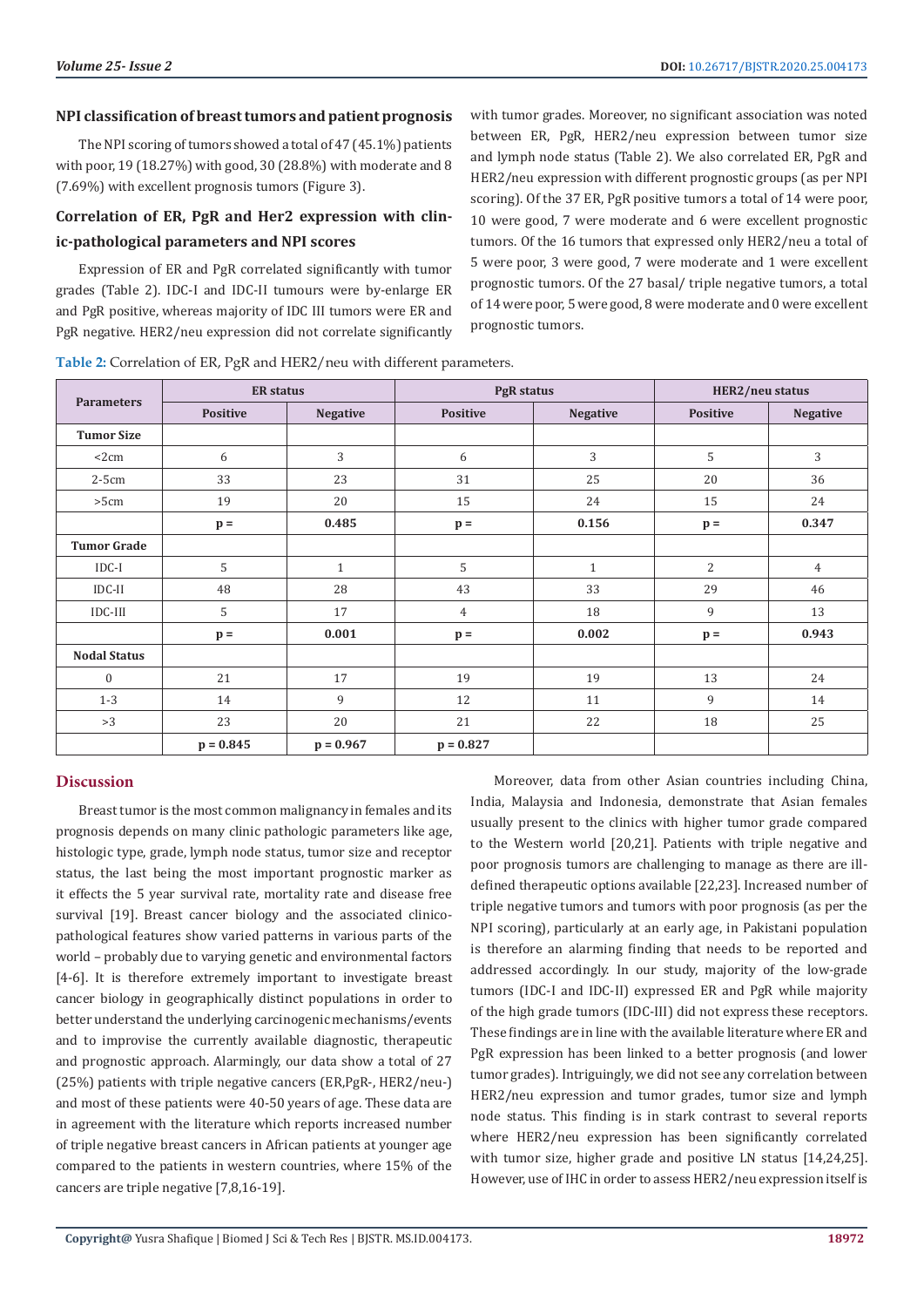### NPI classification of breast tumors and patient prognosis

The NPI scoring of tumors showed a total of 47 (45.1%) patients with poor, 19 (18.27%) with good, 30 (28.8%) with moderate and 8 (7.69%) with excellent prognosis tumors (Figure 3).

### Correlation of ER, PgR and Her2 expression with clinic-pathological parameters and NPI scores

Expression of ER and PgR correlated significantly with tumor grades (Table 2). IDC-I and IDC-II tumours were by-enlarge ER and PgR positive, whereas majority of IDC III tumors were ER and PgR negative. HER2/neu expression did not correlate significantly with tumor grades. Moreover, no significant association was noted between ER, PgR, HER2/neu expression between tumor size and lymph node status (Table 2). We also correlated ER, PgR and HER2/neu expression with different prognostic groups (as per NPI scoring). Of the 37 ER, PgR positive tumors a total of 14 were poor, 10 were good, 7 were moderate and 6 were excellent prognostic tumors. Of the 16 tumors that expressed only HER2/neu a total of 5 were poor, 3 were good, 7 were moderate and 1 were excellent prognostic tumors. Of the 27 basal/ triple negative tumors, a total of 14 were poor, 5 were good, 8 were moderate and 0 were excellent prognostic tumors.

**Table 2:** Correlation of ER, PgR and HER2/neu with different parameters.

| Parameters | ER status | | PgR status | | HER2/neu status | |
|---|---|---|---|---|---|---|
| | Positive | Negative | Positive | Negative | Positive | Negative |
| **Tumor Size** | | | | | | |
| <2cm | 6 | 3 | 6 | 3 | 5 | 3 |
| 2-5cm | 33 | 23 | 31 | 25 | 20 | 36 |
| >5cm | 19 | 20 | 15 | 24 | 15 | 24 |
| | p = | 0.485 | p = | 0.156 | p = | 0.347 |
| **Tumor Grade** | | | | | | |
| IDC-I | 5 | 1 | 5 | 1 | 2 | 4 |
| IDC-II | 48 | 28 | 43 | 33 | 29 | 46 |
| IDC-III | 5 | 17 | 4 | 18 | 9 | 13 |
| | p = | 0.001 | p = | 0.002 | p = | 0.943 |
| **Nodal Status** | | | | | | |
| 0 | 21 | 17 | 19 | 19 | 13 | 24 |
| 1-3 | 14 | 9 | 12 | 11 | 9 | 14 |
| >3 | 23 | 20 | 21 | 22 | 18 | 25 |
| | p = 0.845 | p = 0.967 | p = 0.827 | | | |

## Discussion

Breast tumor is the most common malignancy in females and its prognosis depends on many clinic pathologic parameters like age, histologic type, grade, lymph node status, tumor size and receptor status, the last being the most important prognostic marker as it effects the 5 year survival rate, mortality rate and disease free survival [19]. Breast cancer biology and the associated clinico-pathological features show varied patterns in various parts of the world – probably due to varying genetic and environmental factors [4-6]. It is therefore extremely important to investigate breast cancer biology in geographically distinct populations in order to better understand the underlying carcinogenic mechanisms/events and to improvise the currently available diagnostic, therapeutic and prognostic approach. Alarmingly, our data show a total of 27 (25%) patients with triple negative cancers (ER,PgR-, HER2/neu-) and most of these patients were 40-50 years of age. These data are in agreement with the literature which reports increased number of triple negative breast cancers in African patients at younger age compared to the patients in western countries, where 15% of the cancers are triple negative [7,8,16-19].

Moreover, data from other Asian countries including China, India, Malaysia and Indonesia, demonstrate that Asian females usually present to the clinics with higher tumor grade compared to the Western world [20,21]. Patients with triple negative and poor prognosis tumors are challenging to manage as there are ill-defined therapeutic options available [22,23]. Increased number of triple negative tumors and tumors with poor prognosis (as per the NPI scoring), particularly at an early age, in Pakistani population is therefore an alarming finding that needs to be reported and addressed accordingly. In our study, majority of the low-grade tumors (IDC-I and IDC-II) expressed ER and PgR while majority of the high grade tumors (IDC-III) did not express these receptors. These findings are in line with the available literature where ER and PgR expression has been linked to a better prognosis (and lower tumor grades). Intriguingly, we did not see any correlation between HER2/neu expression and tumor grades, tumor size and lymph node status. This finding is in stark contrast to several reports where HER2/neu expression has been significantly correlated with tumor size, higher grade and positive LN status [14,24,25]. However, use of IHC in order to assess HER2/neu expression itself is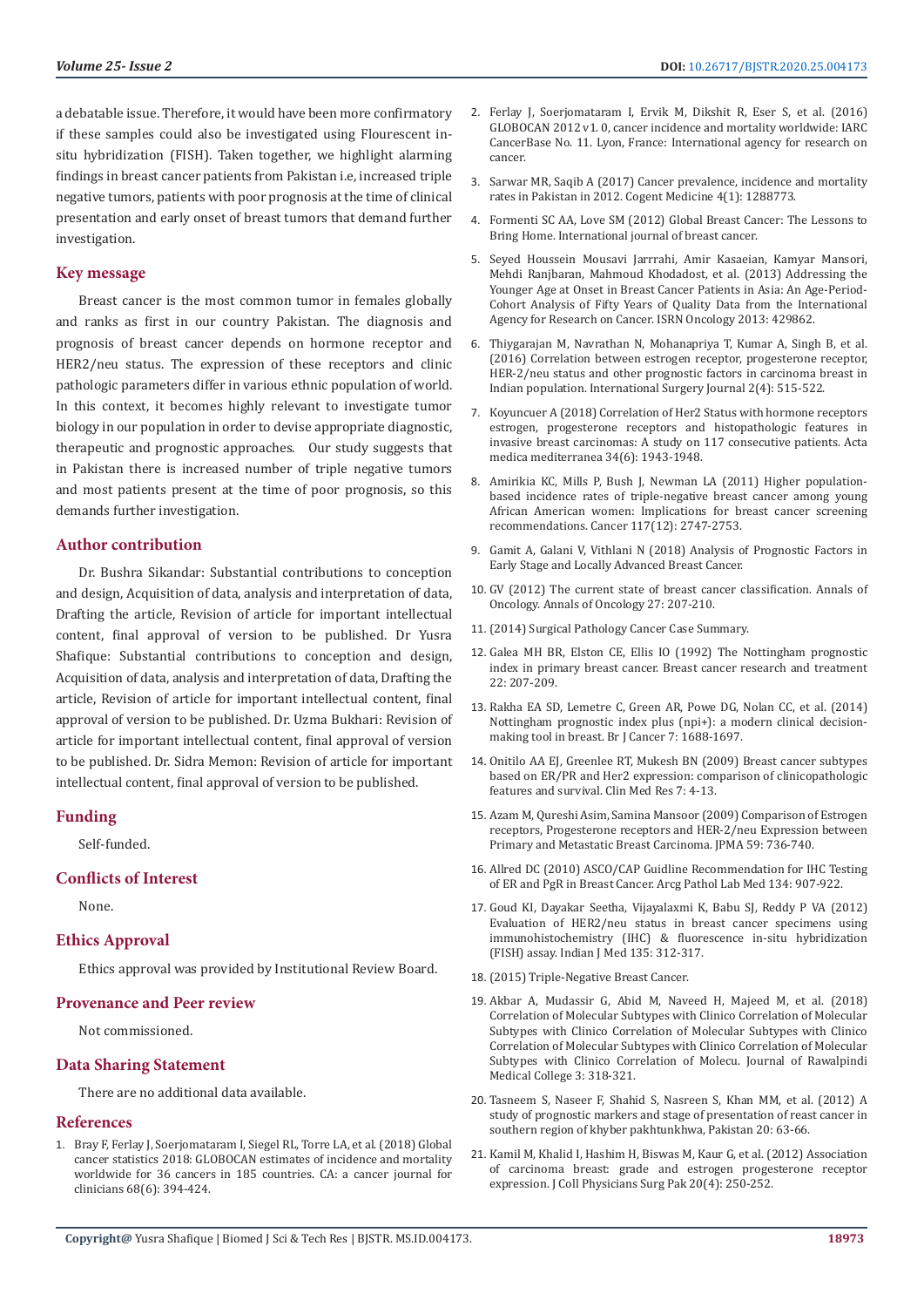a debatable issue. Therefore, it would have been more confirmatory if these samples could also be investigated using Flourescent in-situ hybridization (FISH). Taken together, we highlight alarming findings in breast cancer patients from Pakistan i.e, increased triple negative tumors, patients with poor prognosis at the time of clinical presentation and early onset of breast tumors that demand further investigation.

## Key message

Breast cancer is the most common tumor in females globally and ranks as first in our country Pakistan. The diagnosis and prognosis of breast cancer depends on hormone receptor and HER2/neu status. The expression of these receptors and clinic pathologic parameters differ in various ethnic population of world. In this context, it becomes highly relevant to investigate tumor biology in our population in order to devise appropriate diagnostic, therapeutic and prognostic approaches. Our study suggests that in Pakistan there is increased number of triple negative tumors and most patients present at the time of poor prognosis, so this demands further investigation.

## Author contribution

Dr. Bushra Sikandar: Substantial contributions to conception and design, Acquisition of data, analysis and interpretation of data, Drafting the article, Revision of article for important intellectual content, final approval of version to be published. Dr Yusra Shafique: Substantial contributions to conception and design, Acquisition of data, analysis and interpretation of data, Drafting the article, Revision of article for important intellectual content, final approval of version to be published. Dr. Uzma Bukhari: Revision of article for important intellectual content, final approval of version to be published. Dr. Sidra Memon: Revision of article for important intellectual content, final approval of version to be published.

## Funding

Self-funded.

## Conflicts of Interest

None.

## Ethics Approval

Ethics approval was provided by Institutional Review Board.

## Provenance and Peer review

Not commissioned.

## Data Sharing Statement

There are no additional data available.

## References

1. Bray F, Ferlay J, Soerjomataram I, Siegel RL, Torre LA, et al. (2018) Global cancer statistics 2018: GLOBOCAN estimates of incidence and mortality worldwide for 36 cancers in 185 countries. CA: a cancer journal for clinicians 68(6): 394-424.
2. Ferlay J, Soerjomataram I, Ervik M, Dikshit R, Eser S, et al. (2016) GLOBOCAN 2012 v1. 0, cancer incidence and mortality worldwide: IARC CancerBase No. 11. Lyon, France: International agency for research on cancer.
3. Sarwar MR, Saqib A (2017) Cancer prevalence, incidence and mortality rates in Pakistan in 2012. Cogent Medicine 4(1): 1288773.
4. Formenti SC AA, Love SM (2012) Global Breast Cancer: The Lessons to Bring Home. International journal of breast cancer.
5. Seyed Houssein Mousavi Jarrrahi, Amir Kasaeian, Kamyar Mansori, Mehdi Ranjbaran, Mahmoud Khodadost, et al. (2013) Addressing the Younger Age at Onset in Breast Cancer Patients in Asia: An Age-Period-Cohort Analysis of Fifty Years of Quality Data from the International Agency for Research on Cancer. ISRN Oncology 2013: 429862.
6. Thiygarajan M, Navrathan N, Mohanapriya T, Kumar A, Singh B, et al. (2016) Correlation between estrogen receptor, progesterone receptor, HER-2/neu status and other prognostic factors in carcinoma breast in Indian population. International Surgery Journal 2(4): 515-522.
7. Koyuncuer A (2018) Correlation of Her2 Status with hormone receptors estrogen, progesterone receptors and histopathologic features in invasive breast carcinomas: A study on 117 consecutive patients. Acta medica mediterranea 34(6): 1943-1948.
8. Amirikia KC, Mills P, Bush J, Newman LA (2011) Higher population-based incidence rates of triple-negative breast cancer among young African American women: Implications for breast cancer screening recommendations. Cancer 117(12): 2747-2753.
9. Gamit A, Galani V, Vithlani N (2018) Analysis of Prognostic Factors in Early Stage and Locally Advanced Breast Cancer.
10. GV (2012) The current state of breast cancer classification. Annals of Oncology. Annals of Oncology 27: 207-210.
11. (2014) Surgical Pathology Cancer Case Summary.
12. Galea MH BR, Elston CE, Ellis IO (1992) The Nottingham prognostic index in primary breast cancer. Breast cancer research and treatment 22: 207-209.
13. Rakha EA SD, Lemetre C, Green AR, Powe DG, Nolan CC, et al. (2014) Nottingham prognostic index plus (npi+): a modern clinical decision-making tool in breast. Br J Cancer 7: 1688-1697.
14. Onitilo AA EJ, Greenlee RT, Mukesh BN (2009) Breast cancer subtypes based on ER/PR and Her2 expression: comparison of clinicopathologic features and survival. Clin Med Res 7: 4-13.
15. Azam M, Qureshi Asim, Samina Mansoor (2009) Comparison of Estrogen receptors, Progesterone receptors and HER-2/neu Expression between Primary and Metastatic Breast Carcinoma. JPMA 59: 736-740.
16. Allred DC (2010) ASCO/CAP Guidline Recommendation for IHC Testing of ER and PgR in Breast Cancer. Arcg Pathol Lab Med 134: 907-922.
17. Goud KI, Dayakar Seetha, Vijayalaxmi K, Babu SJ, Reddy P VA (2012) Evaluation of HER2/neu status in breast cancer specimens using immunohistochemistry (IHC) & fluorescence in-situ hybridization (FISH) assay. Indian J Med 135: 312-317.
18. (2015) Triple-Negative Breast Cancer.
19. Akbar A, Mudassir G, Abid M, Naveed H, Majeed M, et al. (2018) Correlation of Molecular Subtypes with Clinico Correlation of Molecular Subtypes with Clinico Correlation of Molecular Subtypes with Clinico Correlation of Molecular Subtypes with Clinico Correlation of Molecular Subtypes with Clinico Correlation of Molecu. Journal of Rawalpindi Medical College 3: 318-321.
20. Tasneem S, Naseer F, Shahid S, Nasreen S, Khan MM, et al. (2012) A study of prognostic markers and stage of presentation of reast cancer in southern region of khyber pakhtunkhwa, Pakistan 20: 63-66.
21. Kamil M, Khalid I, Hashim H, Biswas M, Kaur G, et al. (2012) Association of carcinoma breast: grade and estrogen progesterone receptor expression. J Coll Physicians Surg Pak 20(4): 250-252.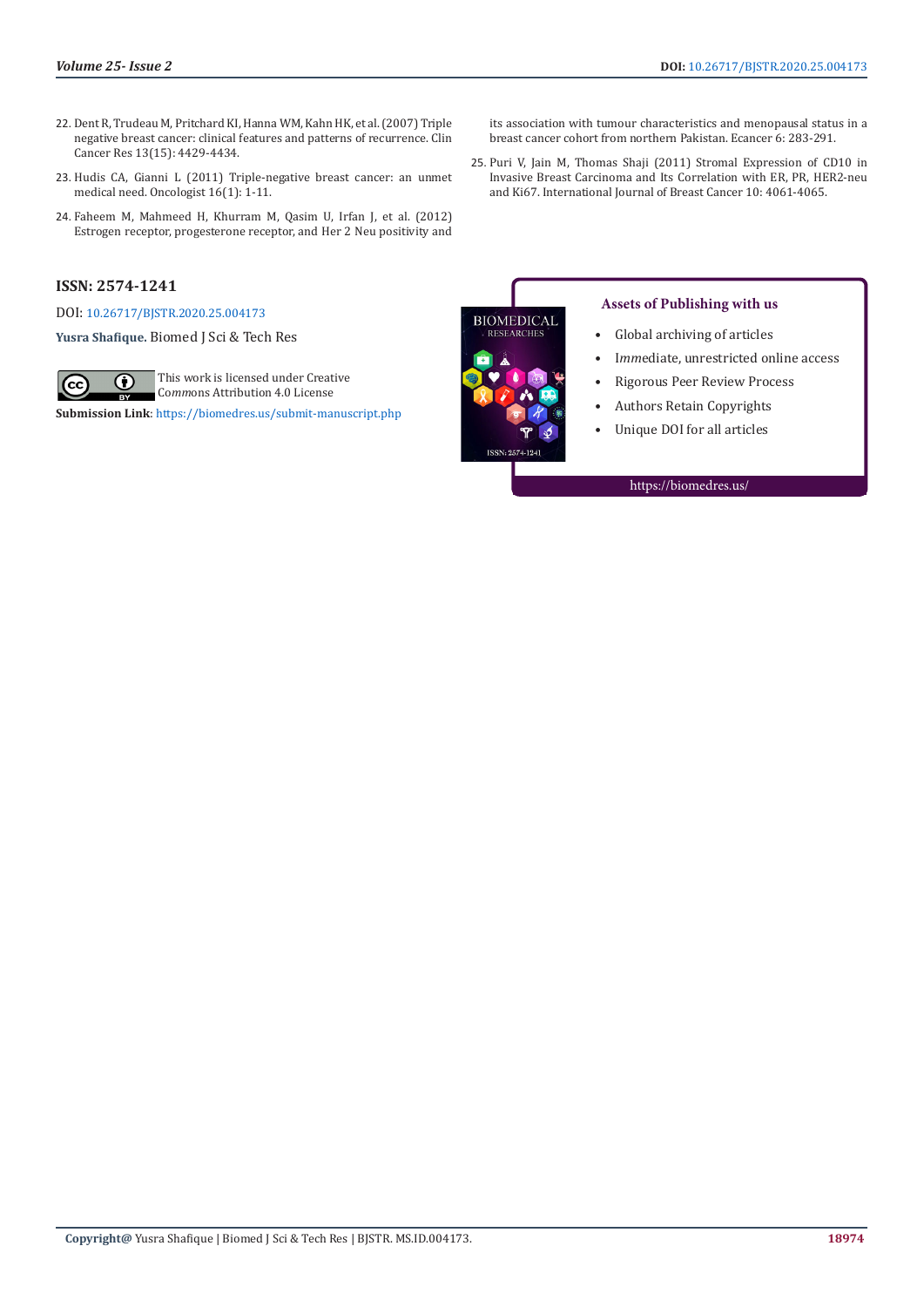22. Dent R, Trudeau M, Pritchard KI, Hanna WM, Kahn HK, et al. (2007) Triple negative breast cancer: clinical features and patterns of recurrence. Clin Cancer Res 13(15): 4429-4434.
23. Hudis CA, Gianni L (2011) Triple-negative breast cancer: an unmet medical need. Oncologist 16(1): 1-11.
24. Faheem M, Mahmeed H, Khurram M, Qasim U, Irfan J, et al. (2012) Estrogen receptor, progesterone receptor, and Her 2 Neu positivity and its association with tumour characteristics and menopausal status in a breast cancer cohort from northern Pakistan. Ecancer 6: 283-291.
25. Puri V, Jain M, Thomas Shaji (2011) Stromal Expression of CD10 in Invasive Breast Carcinoma and Its Correlation with ER, PR, HER2-neu and Ki67. International Journal of Breast Cancer 10: 4061-4065.

**ISSN: 2574-1241**

DOI: 10.26717/BJSTR.2020.25.004173

**Yusra Shafique.** Biomed J Sci & Tech Res

This work is licensed under Creative Commons Attribution 4.0 License

**Submission Link**: https://biomedres.us/submit-manuscript.php

BIOMEDICAL RESEARCHES

ISSN: 2574-1241

**Assets of Publishing with us**

- Global archiving of articles
- Immediate, unrestricted online access
- Rigorous Peer Review Process
- Authors Retain Copyrights
- Unique DOI for all articles

https://biomedres.us/